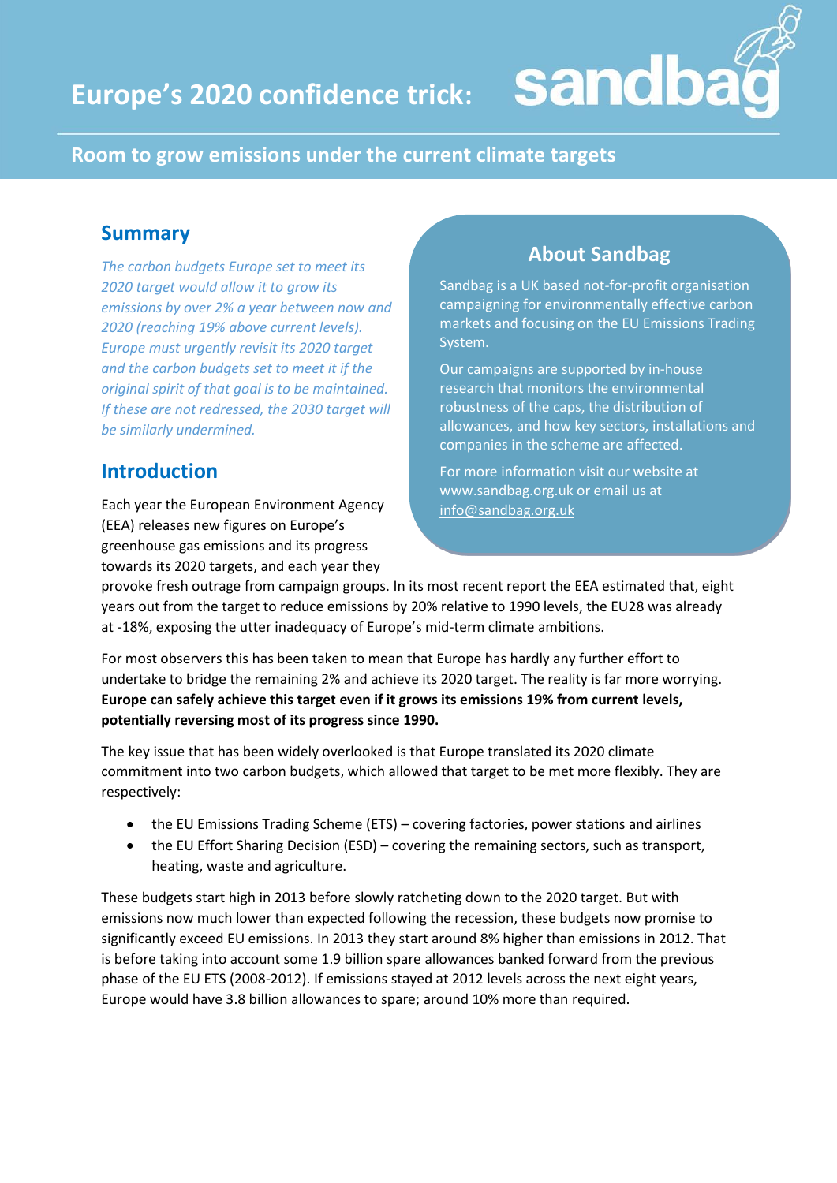# Europe's 2020 confidence trick:

## Room to grow emissions under the current climate targets

## Summary

*The carbon budgets Europe set to meet its 2020 target would allow it to grow its emissions by over 2% a year between now and 2020 (reaching 19% above current levels). Europe must urgently revisit its 2020 target and the carbon budgets set to meet it if the original spirit of that goal is to be maintained. If these are not redressed, the 2030 target will be similarly undermined.*

## About Sandbag

Sandbag is a UK based not-for-profit organisation campaigning for environmentally effective carbon markets and focusing on the EU Emissions Trading System.

Our campaigns are supported by in-house research that monitors the environmental robustness of the caps, the distribution of allowances, and how key sectors, installations and companies in the scheme are affected.

For more information visit our website at www.sandbag.org.uk or email us at info@sandbag.org.uk

## Introduction

Each year the European Environment Agency (EEA) releases new figures on Europe's greenhouse gas emissions and its progress towards its 2020 targets, and each year they provoke fresh outrage from campaign groups. In its most recent report the EEA estimated that, eight years out from the target to reduce emissions by 20% relative to 1990 levels, the EU28 was already at -18%, exposing the utter inadequacy of Europe's mid-term climate ambitions.

For most observers this has been taken to mean that Europe has hardly any further effort to undertake to bridge the remaining 2% and achieve its 2020 target. The reality is far more worrying. **Europe can safely achieve this target even if it grows its emissions 19% from current levels, potentially reversing most of its progress since 1990.**

The key issue that has been widely overlooked is that Europe translated its 2020 climate commitment into two carbon budgets, which allowed that target to be met more flexibly. They are respectively:

- the EU Emissions Trading Scheme (ETS) – covering factories, power stations and airlines
- the EU Effort Sharing Decision (ESD) – covering the remaining sectors, such as transport, heating, waste and agriculture.

These budgets start high in 2013 before slowly ratcheting down to the 2020 target. But with emissions now much lower than expected following the recession, these budgets now promise to significantly exceed EU emissions. In 2013 they start around 8% higher than emissions in 2012. That is before taking into account some 1.9 billion spare allowances banked forward from the previous phase of the EU ETS (2008-2012). If emissions stayed at 2012 levels across the next eight years, Europe would have 3.8 billion allowances to spare; around 10% more than required.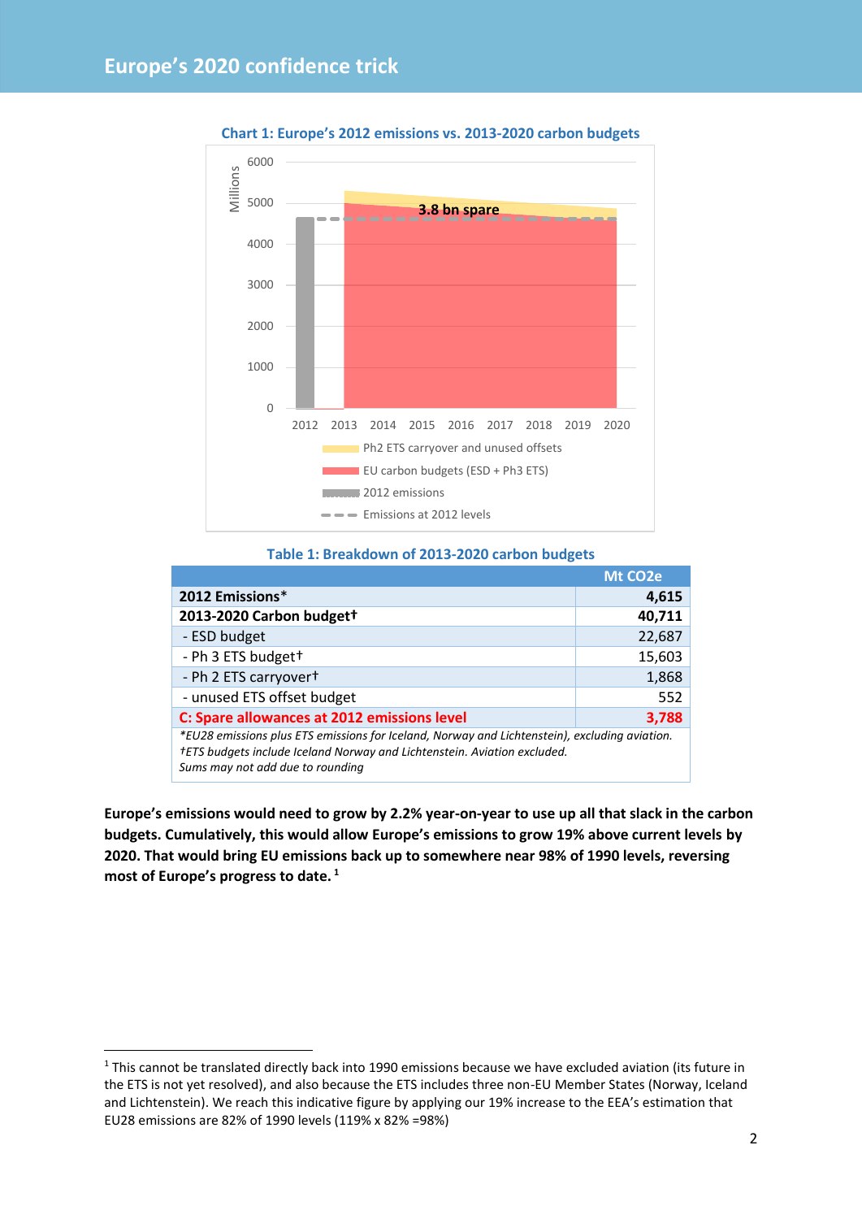# Europe's 2020 confidence trick

**Chart 1: Europe's 2012 emissions vs. 2013-2020 carbon budgets**

**Table 1: Breakdown of 2013-2020 carbon budgets**

| | Mt CO2e |
|---|---|
| **2012 Emissions*** | **4,615** |
| **2013-2020 Carbon budget†** | **40,711** |
| - ESD budget | 22,687 |
| - Ph 3 ETS budget† | 15,603 |
| - Ph 2 ETS carryover† | 1,868 |
| - unused ETS offset budget | 552 |
| **C: Spare allowances at 2012 emissions level** | **3,788** |

*\*EU28 emissions plus ETS emissions for Iceland, Norway and Lichtenstein), excluding aviation.*
*†ETS budgets include Iceland Norway and Lichtenstein. Aviation excluded.*
*Sums may not add due to rounding*

**Europe's emissions would need to grow by 2.2% year-on-year to use up all that slack in the carbon budgets. Cumulatively, this would allow Europe's emissions to grow 19% above current levels by 2020. That would bring EU emissions back up to somewhere near 98% of 1990 levels, reversing most of Europe's progress to date.** [1]

[1] This cannot be translated directly back into 1990 emissions because we have excluded aviation (its future in the ETS is not yet resolved), and also because the ETS includes three non-EU Member States (Norway, Iceland and Lichtenstein). We reach this indicative figure by applying our 19% increase to the EEA's estimation that EU28 emissions are 82% of 1990 levels (119% x 82% =98%)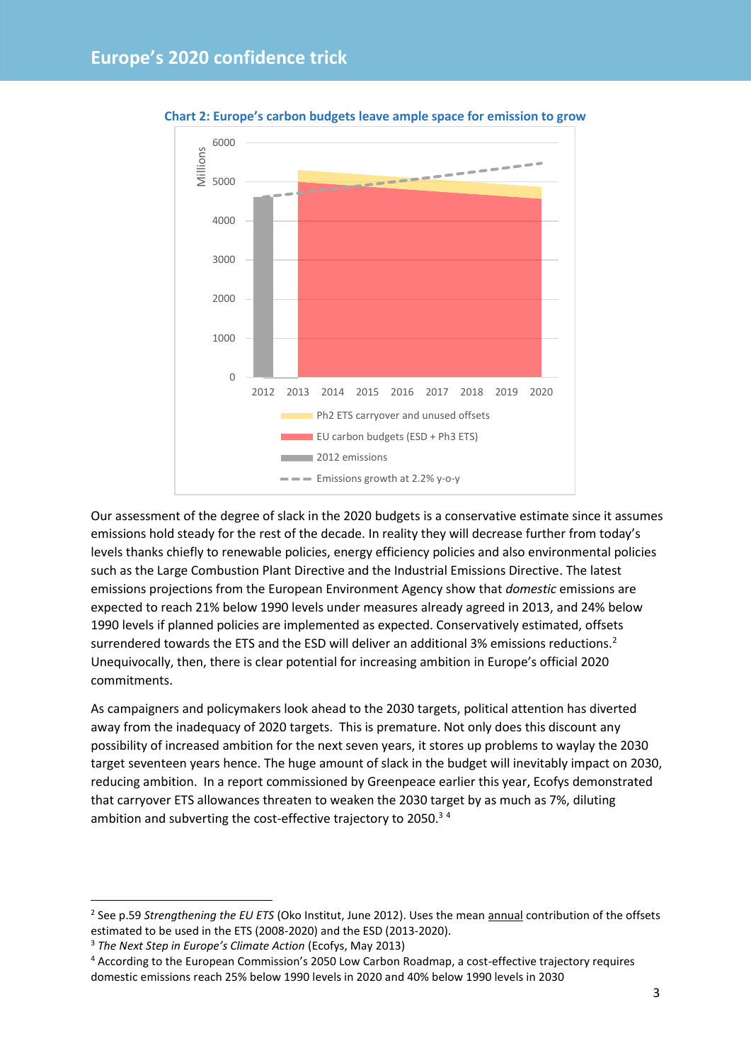**Chart 2: Europe's carbon budgets leave ample space for emission to grow**

Our assessment of the degree of slack in the 2020 budgets is a conservative estimate since it assumes emissions hold steady for the rest of the decade. In reality they will decrease further from today's levels thanks chiefly to renewable policies, energy efficiency policies and also environmental policies such as the Large Combustion Plant Directive and the Industrial Emissions Directive. The latest emissions projections from the European Environment Agency show that *domestic* emissions are expected to reach 21% below 1990 levels under measures already agreed in 2013, and 24% below 1990 levels if planned policies are implemented as expected. Conservatively estimated, offsets surrendered towards the ETS and the ESD will deliver an additional 3% emissions reductions.[2] Unequivocally, then, there is clear potential for increasing ambition in Europe's official 2020 commitments.

As campaigners and policymakers look ahead to the 2030 targets, political attention has diverted away from the inadequacy of 2020 targets. This is premature. Not only does this discount any possibility of increased ambition for the next seven years, it stores up problems to waylay the 2030 target seventeen years hence. The huge amount of slack in the budget will inevitably impact on 2030, reducing ambition. In a report commissioned by Greenpeace earlier this year, Ecofys demonstrated that carryover ETS allowances threaten to weaken the 2030 target by as much as 7%, diluting ambition and subverting the cost-effective trajectory to 2050.[3] [4]

---

[2] See p.59 *Strengthening the EU ETS* (Oko Institut, June 2012). Uses the mean annual contribution of the offsets estimated to be used in the ETS (2008-2020) and the ESD (2013-2020).

[3] *The Next Step in Europe's Climate Action* (Ecofys, May 2013)

[4] According to the European Commission's 2050 Low Carbon Roadmap, a cost-effective trajectory requires domestic emissions reach 25% below 1990 levels in 2020 and 40% below 1990 levels in 2030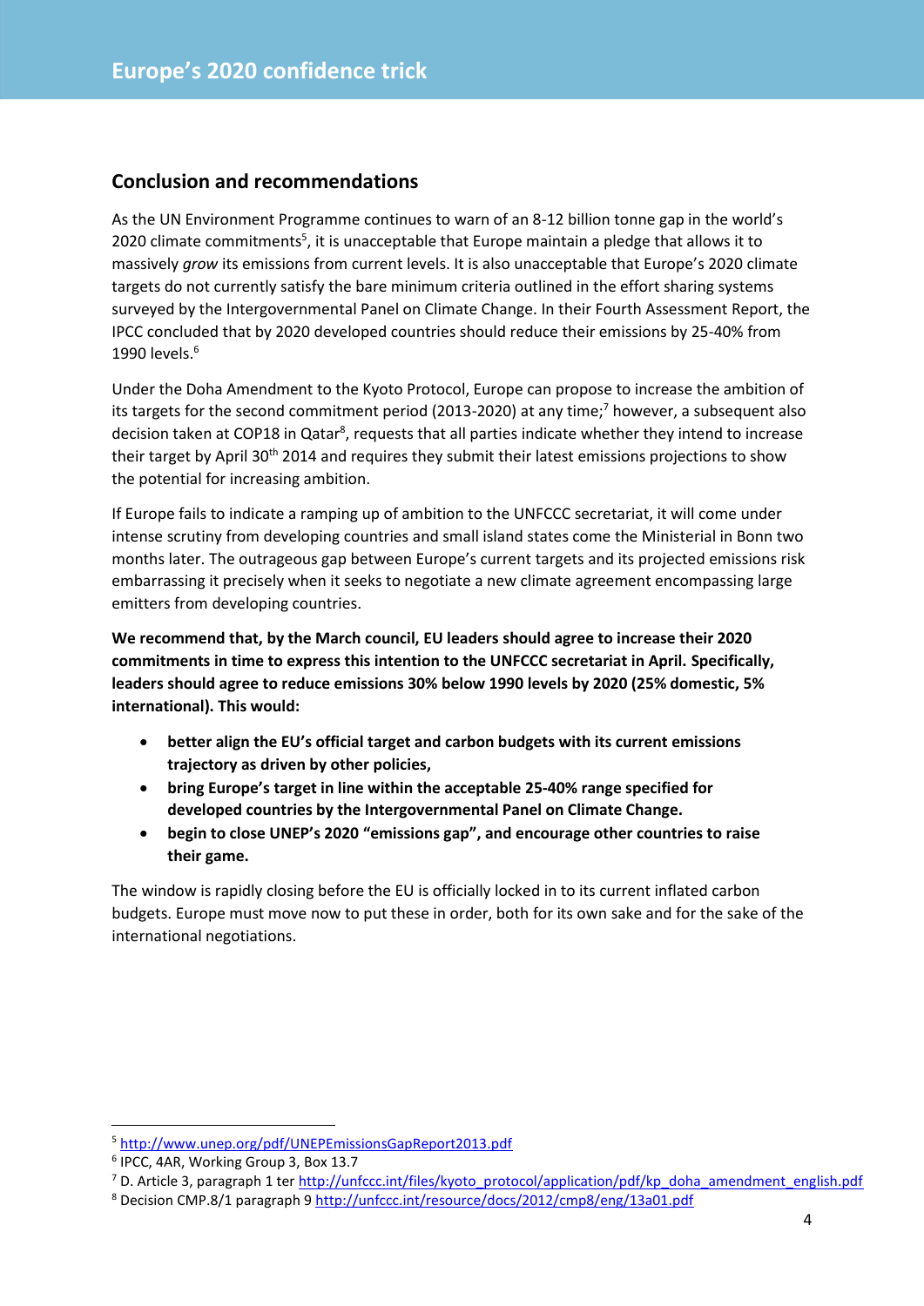## Conclusion and recommendations

As the UN Environment Programme continues to warn of an 8-12 billion tonne gap in the world's 2020 climate commitments[5], it is unacceptable that Europe maintain a pledge that allows it to massively *grow* its emissions from current levels. It is also unacceptable that Europe's 2020 climate targets do not currently satisfy the bare minimum criteria outlined in the effort sharing systems surveyed by the Intergovernmental Panel on Climate Change. In their Fourth Assessment Report, the IPCC concluded that by 2020 developed countries should reduce their emissions by 25-40% from 1990 levels.[6]

Under the Doha Amendment to the Kyoto Protocol, Europe can propose to increase the ambition of its targets for the second commitment period (2013-2020) at any time;[7] however, a subsequent also decision taken at COP18 in Qatar[8], requests that all parties indicate whether they intend to increase their target by April 30th 2014 and requires they submit their latest emissions projections to show the potential for increasing ambition.

If Europe fails to indicate a ramping up of ambition to the UNFCCC secretariat, it will come under intense scrutiny from developing countries and small island states come the Ministerial in Bonn two months later. The outrageous gap between Europe's current targets and its projected emissions risk embarrassing it precisely when it seeks to negotiate a new climate agreement encompassing large emitters from developing countries.

**We recommend that, by the March council, EU leaders should agree to increase their 2020 commitments in time to express this intention to the UNFCCC secretariat in April. Specifically, leaders should agree to reduce emissions 30% below 1990 levels by 2020 (25% domestic, 5% international). This would:**

- **better align the EU's official target and carbon budgets with its current emissions trajectory as driven by other policies,**
- **bring Europe's target in line within the acceptable 25-40% range specified for developed countries by the Intergovernmental Panel on Climate Change.**
- **begin to close UNEP's 2020 "emissions gap", and encourage other countries to raise their game.**

The window is rapidly closing before the EU is officially locked in to its current inflated carbon budgets. Europe must move now to put these in order, both for its own sake and for the sake of the international negotiations.

---

[5] http://www.unep.org/pdf/UNEPEmissionsGapReport2013.pdf

[6] IPCC, 4AR, Working Group 3, Box 13.7

[7] D. Article 3, paragraph 1 ter http://unfccc.int/files/kyoto_protocol/application/pdf/kp_doha_amendment_english.pdf

[8] Decision CMP.8/1 paragraph 9 http://unfccc.int/resource/docs/2012/cmp8/eng/13a01.pdf